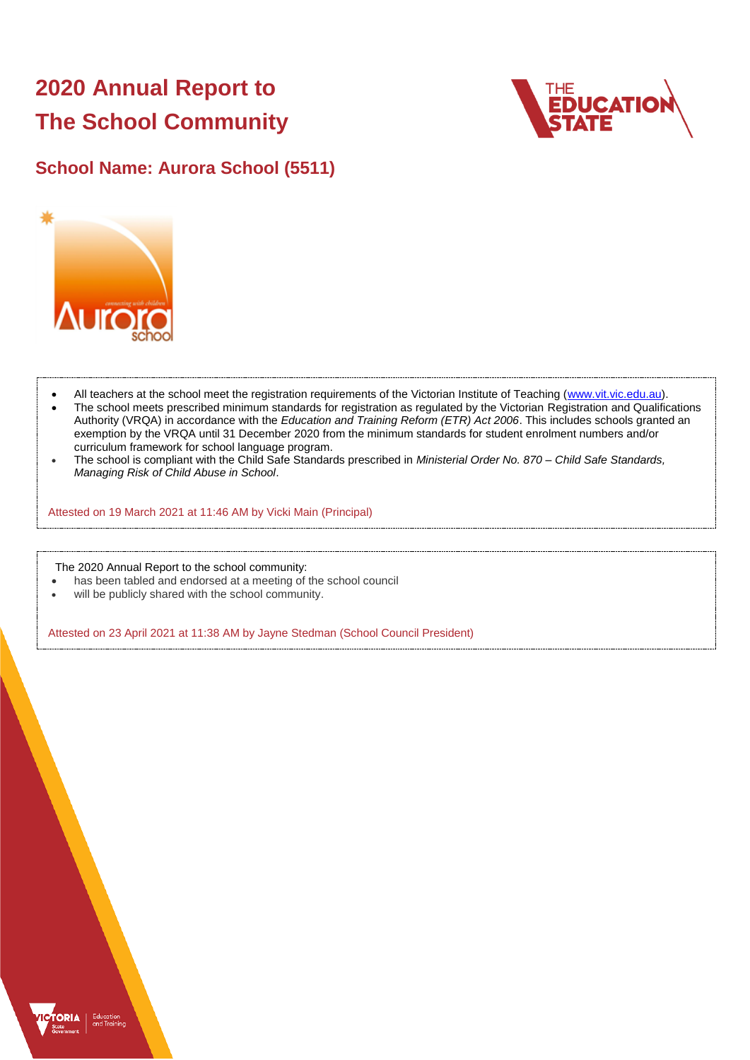# 2020 Annual Report to The School Community

## School Name: Aurora School (5511)

- All teachers at the school meet the registration requirements of the Victorian Institute of Teaching (www.vit.vic.edu.au).
- The school meets prescribed minimum standards for registration as regulated by the Victorian Registration and Qualifications Authority (VRQA) in accordance with the *Education and Training Reform (ETR) Act 2006*. This includes schools granted an exemption by the VRQA until 31 December 2020 from the minimum standards for student enrolment numbers and/or curriculum framework for school language program.
- The school is compliant with the Child Safe Standards prescribed in *Ministerial Order No. 870 – Child Safe Standards, Managing Risk of Child Abuse in School*.

Attested on 19 March 2021 at 11:46 AM by Vicki Main (Principal)

The 2020 Annual Report to the school community:

- has been tabled and endorsed at a meeting of the school council
- will be publicly shared with the school community.

Attested on 23 April 2021 at 11:38 AM by Jayne Stedman (School Council President)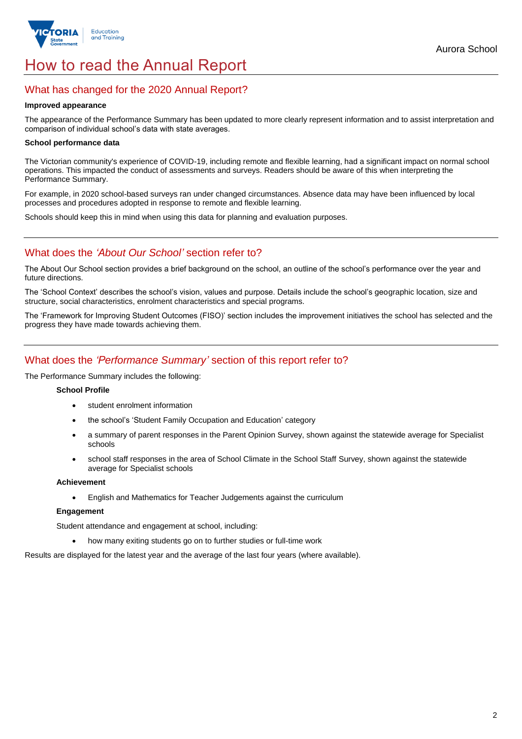# How to read the Annual Report

## What has changed for the 2020 Annual Report?

**Improved appearance**

The appearance of the Performance Summary has been updated to more clearly represent information and to assist interpretation and comparison of individual school's data with state averages.

**School performance data**

The Victorian community's experience of COVID-19, including remote and flexible learning, had a significant impact on normal school operations. This impacted the conduct of assessments and surveys. Readers should be aware of this when interpreting the Performance Summary.

For example, in 2020 school-based surveys ran under changed circumstances. Absence data may have been influenced by local processes and procedures adopted in response to remote and flexible learning.

Schools should keep this in mind when using this data for planning and evaluation purposes.

## What does the *'About Our School'* section refer to?

The About Our School section provides a brief background on the school, an outline of the school's performance over the year and future directions.

The 'School Context' describes the school's vision, values and purpose. Details include the school's geographic location, size and structure, social characteristics, enrolment characteristics and special programs.

The 'Framework for Improving Student Outcomes (FISO)' section includes the improvement initiatives the school has selected and the progress they have made towards achieving them.

## What does the *'Performance Summary'* section of this report refer to?

The Performance Summary includes the following:

**School Profile**

- student enrolment information
- the school's 'Student Family Occupation and Education' category
- a summary of parent responses in the Parent Opinion Survey, shown against the statewide average for Specialist schools
- school staff responses in the area of School Climate in the School Staff Survey, shown against the statewide average for Specialist schools

**Achievement**

- English and Mathematics for Teacher Judgements against the curriculum

**Engagement**

Student attendance and engagement at school, including:

- how many exiting students go on to further studies or full-time work

Results are displayed for the latest year and the average of the last four years (where available).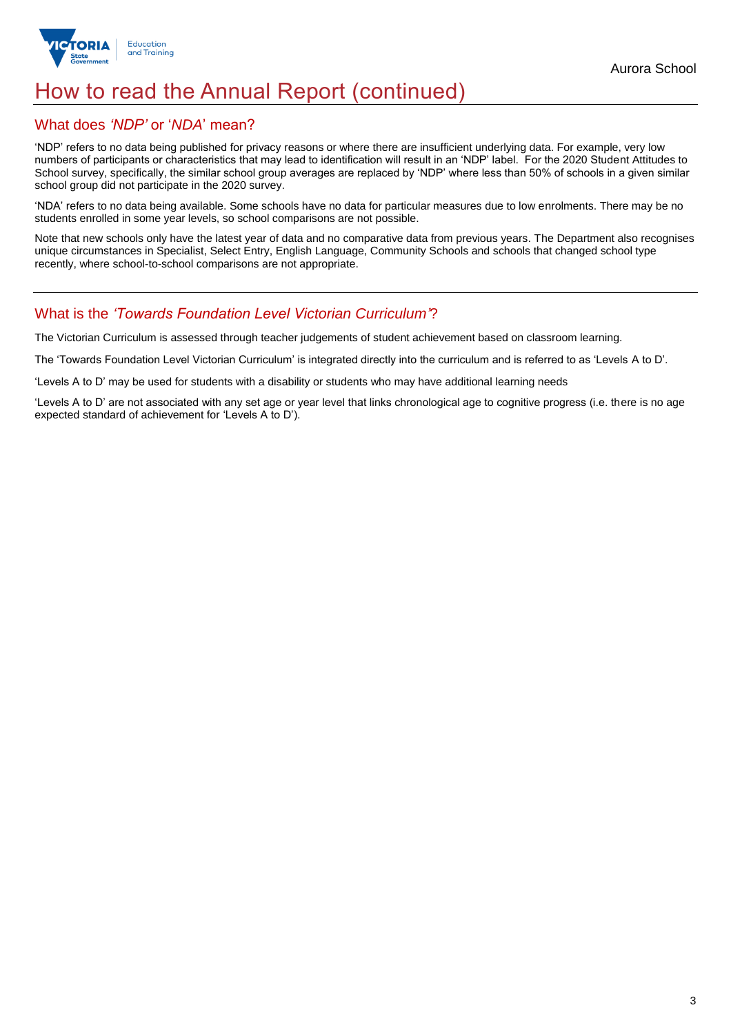# How to read the Annual Report (continued)

## What does *'NDP'* or '*NDA*' mean?

'NDP' refers to no data being published for privacy reasons or where there are insufficient underlying data. For example, very low numbers of participants or characteristics that may lead to identification will result in an 'NDP' label. For the 2020 Student Attitudes to School survey, specifically, the similar school group averages are replaced by 'NDP' where less than 50% of schools in a given similar school group did not participate in the 2020 survey.

'NDA' refers to no data being available. Some schools have no data for particular measures due to low enrolments. There may be no students enrolled in some year levels, so school comparisons are not possible.

Note that new schools only have the latest year of data and no comparative data from previous years. The Department also recognises unique circumstances in Specialist, Select Entry, English Language, Community Schools and schools that changed school type recently, where school-to-school comparisons are not appropriate.

## What is the *'Towards Foundation Level Victorian Curriculum'*?

The Victorian Curriculum is assessed through teacher judgements of student achievement based on classroom learning.

The 'Towards Foundation Level Victorian Curriculum' is integrated directly into the curriculum and is referred to as 'Levels A to D'.

'Levels A to D' may be used for students with a disability or students who may have additional learning needs

'Levels A to D' are not associated with any set age or year level that links chronological age to cognitive progress (i.e. there is no age expected standard of achievement for 'Levels A to D').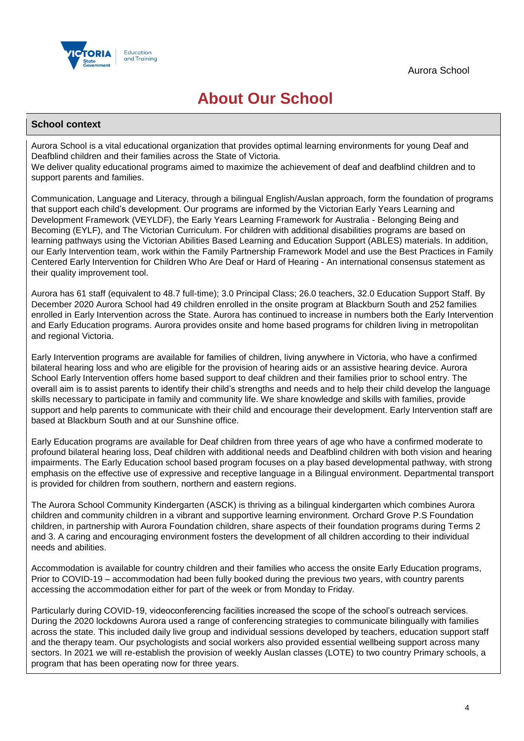# About Our School

## School context

Aurora School is a vital educational organization that provides optimal learning environments for young Deaf and Deafblind children and their families across the State of Victoria.
We deliver quality educational programs aimed to maximize the achievement of deaf and deafblind children and to support parents and families.

Communication, Language and Literacy, through a bilingual English/Auslan approach, form the foundation of programs that support each child's development. Our programs are informed by the Victorian Early Years Learning and Development Framework (VEYLDF), the Early Years Learning Framework for Australia - Belonging Being and Becoming (EYLF), and The Victorian Curriculum. For children with additional disabilities programs are based on learning pathways using the Victorian Abilities Based Learning and Education Support (ABLES) materials. In addition, our Early Intervention team, work within the Family Partnership Framework Model and use the Best Practices in Family Centered Early Intervention for Children Who Are Deaf or Hard of Hearing - An international consensus statement as their quality improvement tool.

Aurora has 61 staff (equivalent to 48.7 full-time); 3.0 Principal Class; 26.0 teachers, 32.0 Education Support Staff. By December 2020 Aurora School had 49 children enrolled in the onsite program at Blackburn South and 252 families enrolled in Early Intervention across the State. Aurora has continued to increase in numbers both the Early Intervention and Early Education programs. Aurora provides onsite and home based programs for children living in metropolitan and regional Victoria.

Early Intervention programs are available for families of children, living anywhere in Victoria, who have a confirmed bilateral hearing loss and who are eligible for the provision of hearing aids or an assistive hearing device. Aurora School Early Intervention offers home based support to deaf children and their families prior to school entry. The overall aim is to assist parents to identify their child's strengths and needs and to help their child develop the language skills necessary to participate in family and community life. We share knowledge and skills with families, provide support and help parents to communicate with their child and encourage their development. Early Intervention staff are based at Blackburn South and at our Sunshine office.

Early Education programs are available for Deaf children from three years of age who have a confirmed moderate to profound bilateral hearing loss, Deaf children with additional needs and Deafblind children with both vision and hearing impairments. The Early Education school based program focuses on a play based developmental pathway, with strong emphasis on the effective use of expressive and receptive language in a Bilingual environment. Departmental transport is provided for children from southern, northern and eastern regions.

The Aurora School Community Kindergarten (ASCK) is thriving as a bilingual kindergarten which combines Aurora children and community children in a vibrant and supportive learning environment. Orchard Grove P.S Foundation children, in partnership with Aurora Foundation children, share aspects of their foundation programs during Terms 2 and 3. A caring and encouraging environment fosters the development of all children according to their individual needs and abilities.

Accommodation is available for country children and their families who access the onsite Early Education programs, Prior to COVID-19 – accommodation had been fully booked during the previous two years, with country parents accessing the accommodation either for part of the week or from Monday to Friday.

Particularly during COVID-19, videoconferencing facilities increased the scope of the school's outreach services. During the 2020 lockdowns Aurora used a range of conferencing strategies to communicate bilingually with families across the state. This included daily live group and individual sessions developed by teachers, education support staff and the therapy team. Our psychologists and social workers also provided essential wellbeing support across many sectors. In 2021 we will re-establish the provision of weekly Auslan classes (LOTE) to two country Primary schools, a program that has been operating now for three years.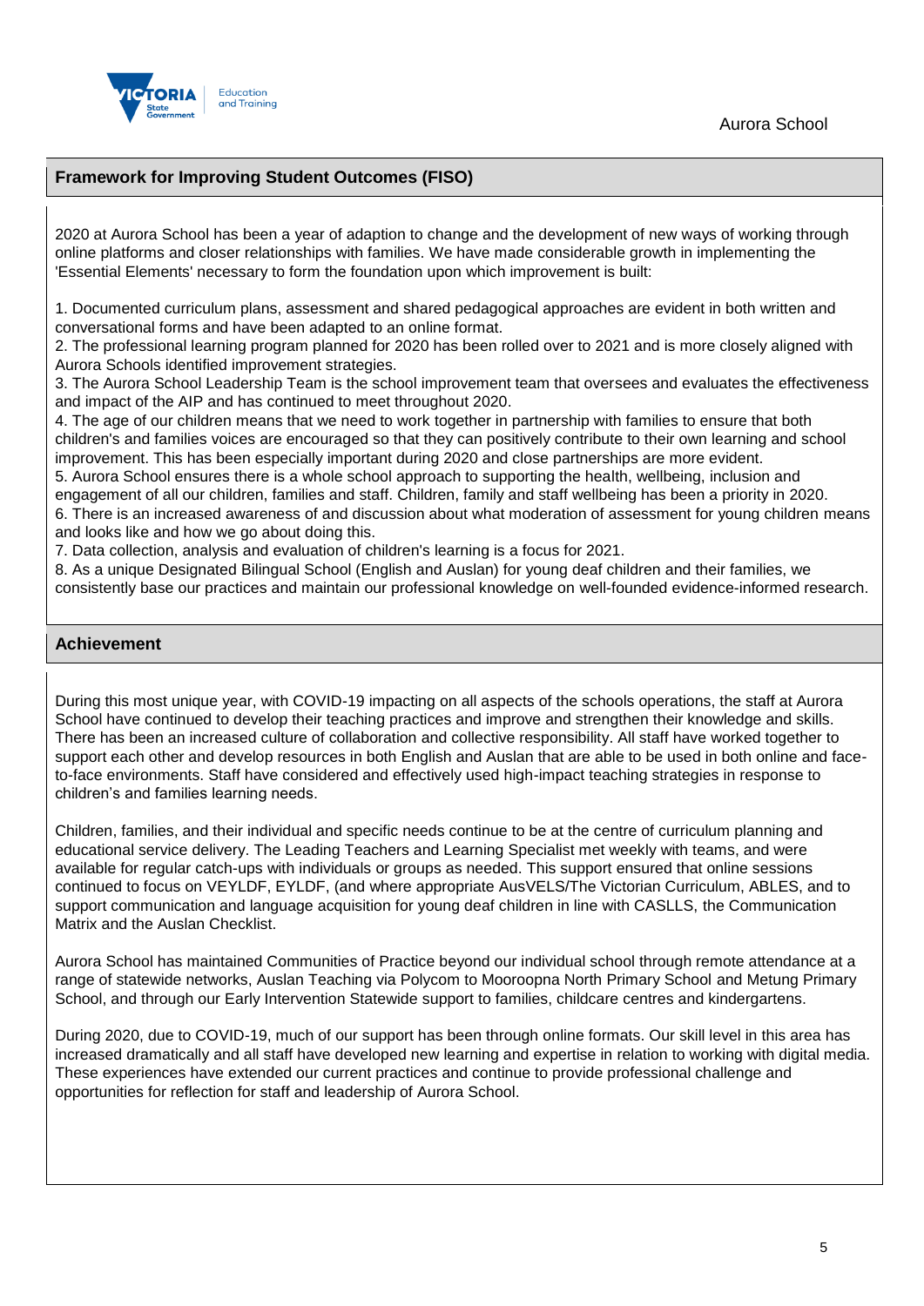## Framework for Improving Student Outcomes (FISO)

2020 at Aurora School has been a year of adaption to change and the development of new ways of working through online platforms and closer relationships with families. We have made considerable growth in implementing the 'Essential Elements' necessary to form the foundation upon which improvement is built:

1. Documented curriculum plans, assessment and shared pedagogical approaches are evident in both written and conversational forms and have been adapted to an online format.
2. The professional learning program planned for 2020 has been rolled over to 2021 and is more closely aligned with Aurora Schools identified improvement strategies.
3. The Aurora School Leadership Team is the school improvement team that oversees and evaluates the effectiveness and impact of the AIP and has continued to meet throughout 2020.
4. The age of our children means that we need to work together in partnership with families to ensure that both children's and families voices are encouraged so that they can positively contribute to their own learning and school improvement. This has been especially important during 2020 and close partnerships are more evident.
5. Aurora School ensures there is a whole school approach to supporting the health, wellbeing, inclusion and engagement of all our children, families and staff. Children, family and staff wellbeing has been a priority in 2020.
6. There is an increased awareness of and discussion about what moderation of assessment for young children means and looks like and how we go about doing this.
7. Data collection, analysis and evaluation of children's learning is a focus for 2021.
8. As a unique Designated Bilingual School (English and Auslan) for young deaf children and their families, we consistently base our practices and maintain our professional knowledge on well-founded evidence-informed research.

## Achievement

During this most unique year, with COVID-19 impacting on all aspects of the schools operations, the staff at Aurora School have continued to develop their teaching practices and improve and strengthen their knowledge and skills. There has been an increased culture of collaboration and collective responsibility. All staff have worked together to support each other and develop resources in both English and Auslan that are able to be used in both online and face-to-face environments. Staff have considered and effectively used high-impact teaching strategies in response to children's and families learning needs.

Children, families, and their individual and specific needs continue to be at the centre of curriculum planning and educational service delivery. The Leading Teachers and Learning Specialist met weekly with teams, and were available for regular catch-ups with individuals or groups as needed. This support ensured that online sessions continued to focus on VEYLDF, EYLDF, (and where appropriate AusVELS/The Victorian Curriculum, ABLES, and to support communication and language acquisition for young deaf children in line with CASLLS, the Communication Matrix and the Auslan Checklist.

Aurora School has maintained Communities of Practice beyond our individual school through remote attendance at a range of statewide networks, Auslan Teaching via Polycom to Mooroopna North Primary School and Metung Primary School, and through our Early Intervention Statewide support to families, childcare centres and kindergartens.

During 2020, due to COVID-19, much of our support has been through online formats. Our skill level in this area has increased dramatically and all staff have developed new learning and expertise in relation to working with digital media. These experiences have extended our current practices and continue to provide professional challenge and opportunities for reflection for staff and leadership of Aurora School.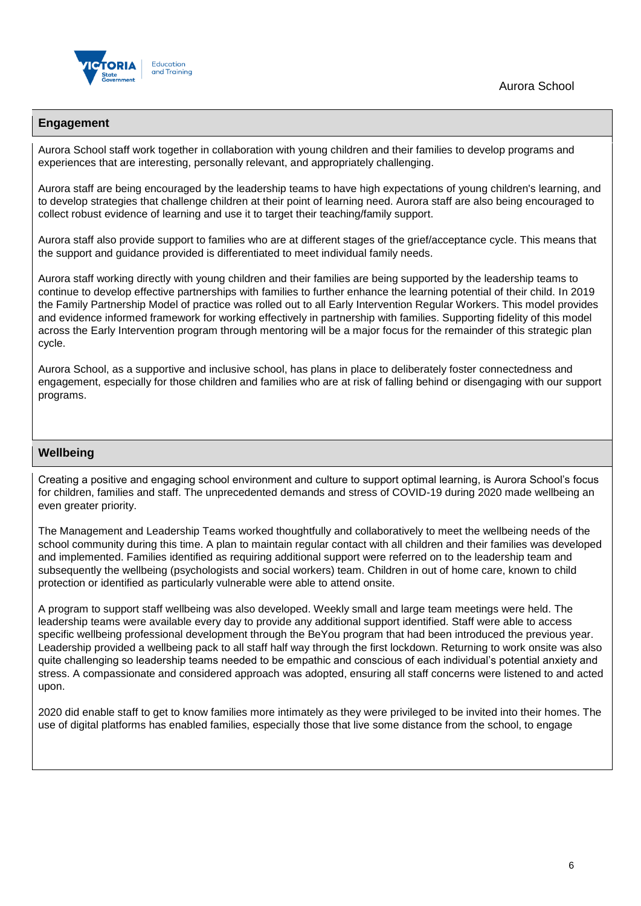## Engagement

Aurora School staff work together in collaboration with young children and their families to develop programs and experiences that are interesting, personally relevant, and appropriately challenging.

Aurora staff are being encouraged by the leadership teams to have high expectations of young children's learning, and to develop strategies that challenge children at their point of learning need. Aurora staff are also being encouraged to collect robust evidence of learning and use it to target their teaching/family support.

Aurora staff also provide support to families who are at different stages of the grief/acceptance cycle. This means that the support and guidance provided is differentiated to meet individual family needs.

Aurora staff working directly with young children and their families are being supported by the leadership teams to continue to develop effective partnerships with families to further enhance the learning potential of their child. In 2019 the Family Partnership Model of practice was rolled out to all Early Intervention Regular Workers. This model provides and evidence informed framework for working effectively in partnership with families. Supporting fidelity of this model across the Early Intervention program through mentoring will be a major focus for the remainder of this strategic plan cycle.

Aurora School, as a supportive and inclusive school, has plans in place to deliberately foster connectedness and engagement, especially for those children and families who are at risk of falling behind or disengaging with our support programs.

## Wellbeing

Creating a positive and engaging school environment and culture to support optimal learning, is Aurora School's focus for children, families and staff. The unprecedented demands and stress of COVID-19 during 2020 made wellbeing an even greater priority.

The Management and Leadership Teams worked thoughtfully and collaboratively to meet the wellbeing needs of the school community during this time. A plan to maintain regular contact with all children and their families was developed and implemented. Families identified as requiring additional support were referred on to the leadership team and subsequently the wellbeing (psychologists and social workers) team. Children in out of home care, known to child protection or identified as particularly vulnerable were able to attend onsite.

A program to support staff wellbeing was also developed. Weekly small and large team meetings were held. The leadership teams were available every day to provide any additional support identified. Staff were able to access specific wellbeing professional development through the BeYou program that had been introduced the previous year. Leadership provided a wellbeing pack to all staff half way through the first lockdown. Returning to work onsite was also quite challenging so leadership teams needed to be empathic and conscious of each individual's potential anxiety and stress. A compassionate and considered approach was adopted, ensuring all staff concerns were listened to and acted upon.

2020 did enable staff to get to know families more intimately as they were privileged to be invited into their homes. The use of digital platforms has enabled families, especially those that live some distance from the school, to engage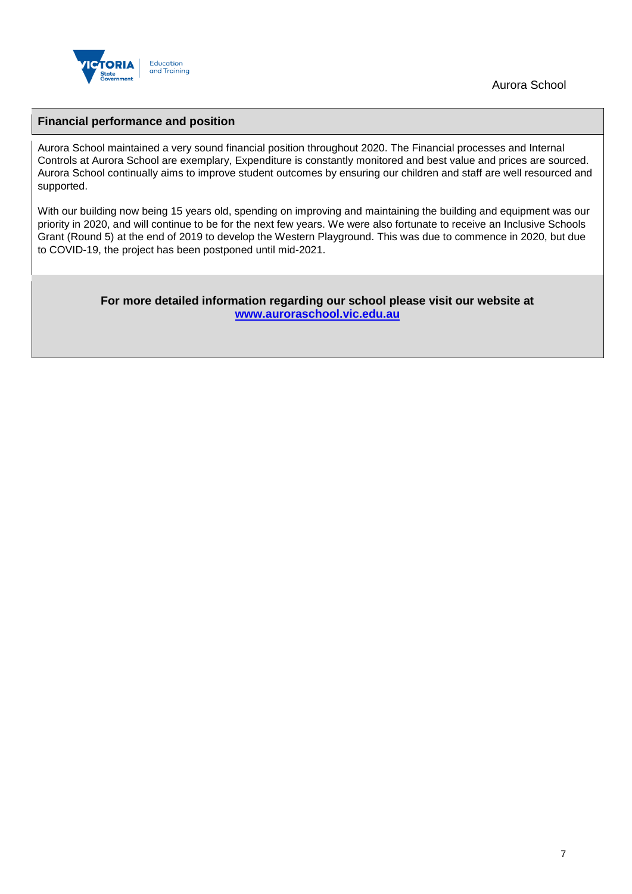## Financial performance and position

Aurora School maintained a very sound financial position throughout 2020. The Financial processes and Internal Controls at Aurora School are exemplary, Expenditure is constantly monitored and best value and prices are sourced. Aurora School continually aims to improve student outcomes by ensuring our children and staff are well resourced and supported.

With our building now being 15 years old, spending on improving and maintaining the building and equipment was our priority in 2020, and will continue to be for the next few years. We were also fortunate to receive an Inclusive Schools Grant (Round 5) at the end of 2019 to develop the Western Playground. This was due to commence in 2020, but due to COVID-19, the project has been postponed until mid-2021.

**For more detailed information regarding our school please visit our website at [www.auroraschool.vic.edu.au](http://www.auroraschool.vic.edu.au)**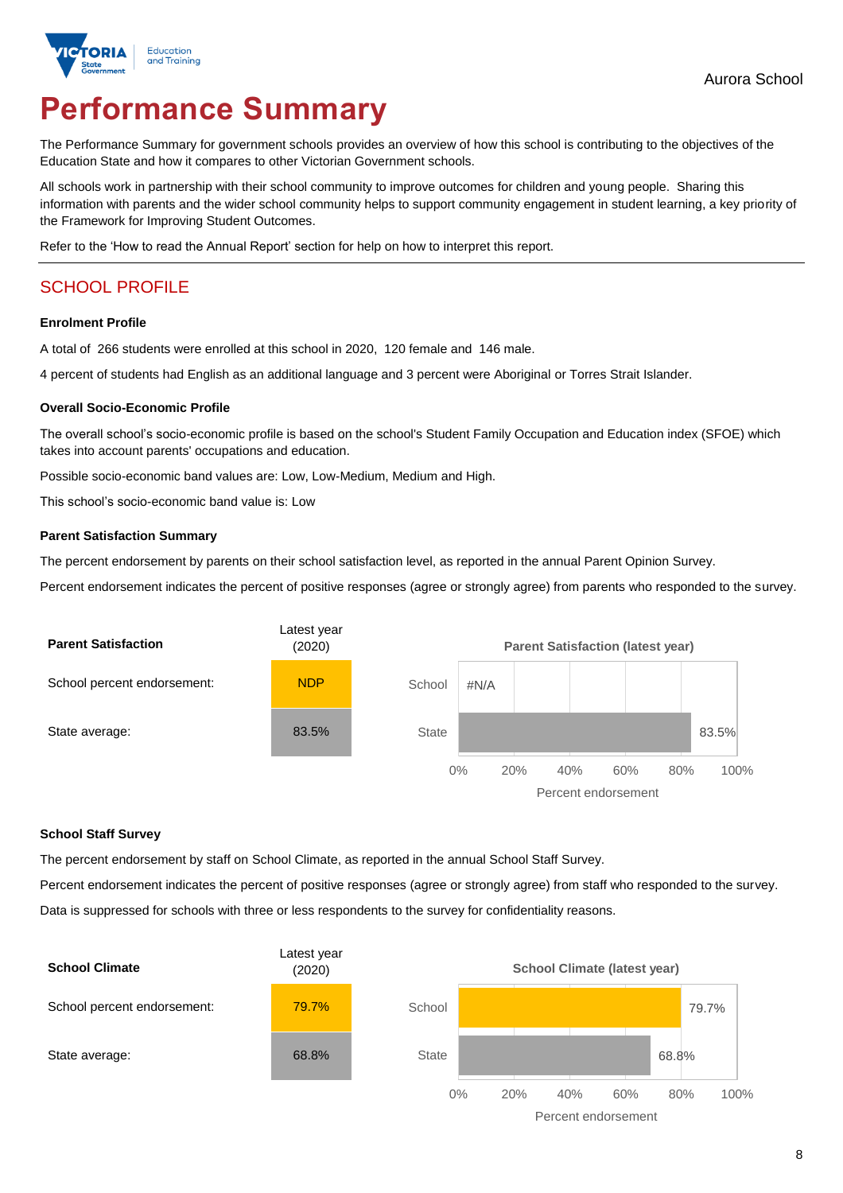Aurora School

# Performance Summary

The Performance Summary for government schools provides an overview of how this school is contributing to the objectives of the Education State and how it compares to other Victorian Government schools.

All schools work in partnership with their school community to improve outcomes for children and young people. Sharing this information with parents and the wider school community helps to support community engagement in student learning, a key priority of the Framework for Improving Student Outcomes.

Refer to the 'How to read the Annual Report' section for help on how to interpret this report.

## SCHOOL PROFILE

### Enrolment Profile

A total of 266 students were enrolled at this school in 2020, 120 female and 146 male.

4 percent of students had English as an additional language and 3 percent were Aboriginal or Torres Strait Islander.

### Overall Socio-Economic Profile

The overall school's socio-economic profile is based on the school's Student Family Occupation and Education index (SFOE) which takes into account parents' occupations and education.

Possible socio-economic band values are: Low, Low-Medium, Medium and High.

This school's socio-economic band value is: Low

### Parent Satisfaction Summary

The percent endorsement by parents on their school satisfaction level, as reported in the annual Parent Opinion Survey.

Percent endorsement indicates the percent of positive responses (agree or strongly agree) from parents who responded to the survey.

| Parent Satisfaction | Latest year (2020) |
|---|---|
| School percent endorsement: | NDP |
| State average: | 83.5% |

Parent Satisfaction (latest year)

| | Percent endorsement |
|---|---|
| School | #N/A |
| State | 83.5% |

### School Staff Survey

The percent endorsement by staff on School Climate, as reported in the annual School Staff Survey.

Percent endorsement indicates the percent of positive responses (agree or strongly agree) from staff who responded to the survey.

Data is suppressed for schools with three or less respondents to the survey for confidentiality reasons.

| School Climate | Latest year (2020) |
|---|---|
| School percent endorsement: | 79.7% |
| State average: | 68.8% |

School Climate (latest year)

| | Percent endorsement |
|---|---|
| School | 79.7% |
| State | 68.8% |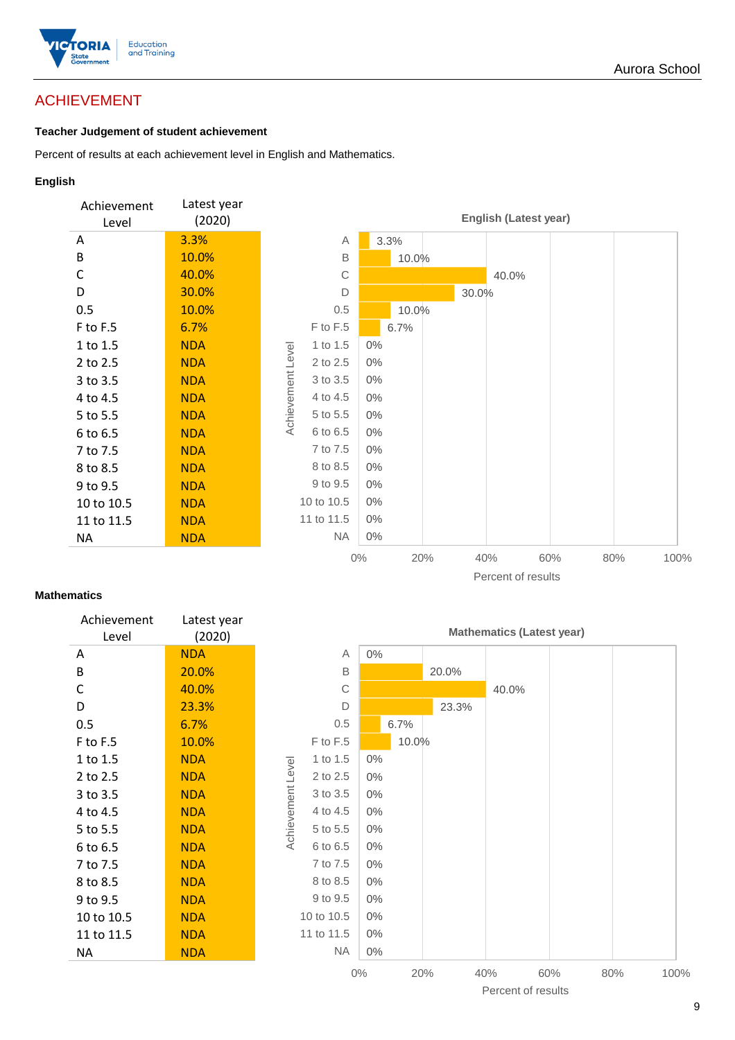## ACHIEVEMENT

**Teacher Judgement of student achievement**

Percent of results at each achievement level in English and Mathematics.

**English**

| Achievement Level | Latest year (2020) |
|---|---|
| A | 3.3% |
| B | 10.0% |
| C | 40.0% |
| D | 30.0% |
| 0.5 | 10.0% |
| F to F.5 | 6.7% |
| 1 to 1.5 | NDA |
| 2 to 2.5 | NDA |
| 3 to 3.5 | NDA |
| 4 to 4.5 | NDA |
| 5 to 5.5 | NDA |
| 6 to 6.5 | NDA |
| 7 to 7.5 | NDA |
| 8 to 8.5 | NDA |
| 9 to 9.5 | NDA |
| 10 to 10.5 | NDA |
| 11 to 11.5 | NDA |
| NA | NDA |

**English (Latest year)**

| Achievement Level | Percent of results |
|---|---|
| A | 3.3% |
| B | 10.0% |
| C | 40.0% |
| D | 30.0% |
| 0.5 | 10.0% |
| F to F.5 | 6.7% |
| 1 to 1.5 | 0% |
| 2 to 2.5 | 0% |
| 3 to 3.5 | 0% |
| 4 to 4.5 | 0% |
| 5 to 5.5 | 0% |
| 6 to 6.5 | 0% |
| 7 to 7.5 | 0% |
| 8 to 8.5 | 0% |
| 9 to 9.5 | 0% |
| 10 to 10.5 | 0% |
| 11 to 11.5 | 0% |
| NA | 0% |

**Mathematics**

| Achievement Level | Latest year (2020) |
|---|---|
| A | NDA |
| B | 20.0% |
| C | 40.0% |
| D | 23.3% |
| 0.5 | 6.7% |
| F to F.5 | 10.0% |
| 1 to 1.5 | NDA |
| 2 to 2.5 | NDA |
| 3 to 3.5 | NDA |
| 4 to 4.5 | NDA |
| 5 to 5.5 | NDA |
| 6 to 6.5 | NDA |
| 7 to 7.5 | NDA |
| 8 to 8.5 | NDA |
| 9 to 9.5 | NDA |
| 10 to 10.5 | NDA |
| 11 to 11.5 | NDA |
| NA | NDA |

**Mathematics (Latest year)**

| Achievement Level | Percent of results |
|---|---|
| A | 0% |
| B | 20.0% |
| C | 40.0% |
| D | 23.3% |
| 0.5 | 6.7% |
| F to F.5 | 10.0% |
| 1 to 1.5 | 0% |
| 2 to 2.5 | 0% |
| 3 to 3.5 | 0% |
| 4 to 4.5 | 0% |
| 5 to 5.5 | 0% |
| 6 to 6.5 | 0% |
| 7 to 7.5 | 0% |
| 8 to 8.5 | 0% |
| 9 to 9.5 | 0% |
| 10 to 10.5 | 0% |
| 11 to 11.5 | 0% |
| NA | 0% |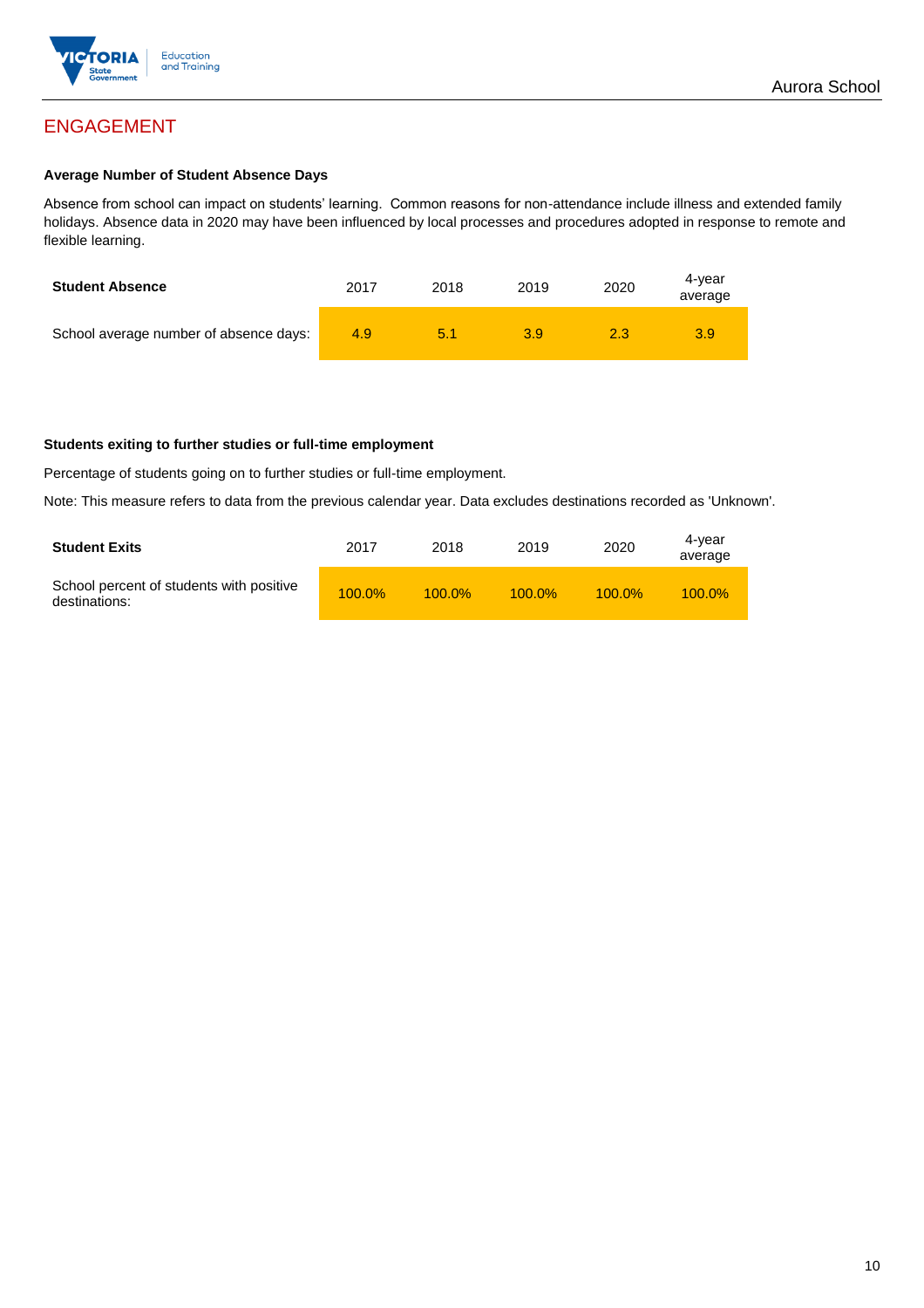## ENGAGEMENT

### Average Number of Student Absence Days

Absence from school can impact on students' learning. Common reasons for non-attendance include illness and extended family holidays. Absence data in 2020 may have been influenced by local processes and procedures adopted in response to remote and flexible learning.

| Student Absence | 2017 | 2018 | 2019 | 2020 | 4-year average |
|---|---|---|---|---|---|
| School average number of absence days: | 4.9 | 5.1 | 3.9 | 2.3 | 3.9 |

### Students exiting to further studies or full-time employment

Percentage of students going on to further studies or full-time employment.

Note: This measure refers to data from the previous calendar year. Data excludes destinations recorded as 'Unknown'.

| Student Exits | 2017 | 2018 | 2019 | 2020 | 4-year average |
|---|---|---|---|---|---|
| School percent of students with positive destinations: | 100.0% | 100.0% | 100.0% | 100.0% | 100.0% |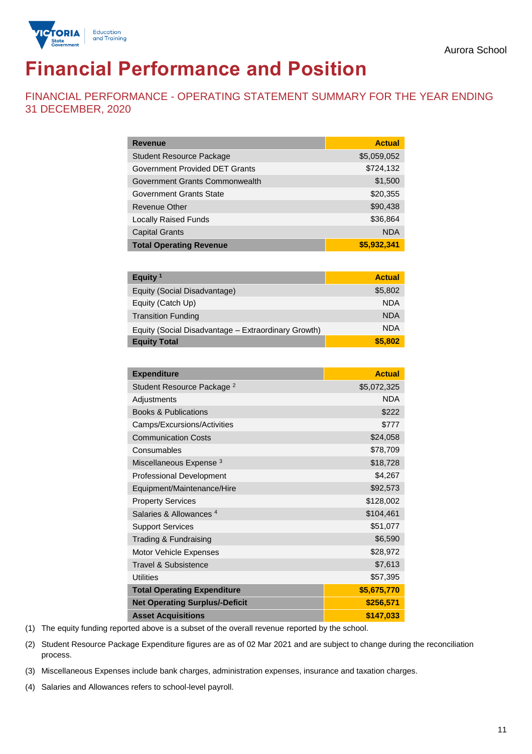Aurora School

# Financial Performance and Position

## FINANCIAL PERFORMANCE - OPERATING STATEMENT SUMMARY FOR THE YEAR ENDING 31 DECEMBER, 2020

| Revenue | Actual |
|---|---|
| Student Resource Package | $5,059,052 |
| Government Provided DET Grants | $724,132 |
| Government Grants Commonwealth | $1,500 |
| Government Grants State | $20,355 |
| Revenue Other | $90,438 |
| Locally Raised Funds | $36,864 |
| Capital Grants | NDA |
| **Total Operating Revenue** | **$5,932,341** |

| Equity [1] | Actual |
|---|---|
| Equity (Social Disadvantage) | $5,802 |
| Equity (Catch Up) | NDA |
| Transition Funding | NDA |
| Equity (Social Disadvantage – Extraordinary Growth) | NDA |
| **Equity Total** | **$5,802** |

| Expenditure | Actual |
|---|---|
| Student Resource Package [2] | $5,072,325 |
| Adjustments | NDA |
| Books & Publications | $222 |
| Camps/Excursions/Activities | $777 |
| Communication Costs | $24,058 |
| Consumables | $78,709 |
| Miscellaneous Expense [3] | $18,728 |
| Professional Development | $4,267 |
| Equipment/Maintenance/Hire | $92,573 |
| Property Services | $128,002 |
| Salaries & Allowances [4] | $104,461 |
| Support Services | $51,077 |
| Trading & Fundraising | $6,590 |
| Motor Vehicle Expenses | $28,972 |
| Travel & Subsistence | $7,613 |
| Utilities | $57,395 |
| **Total Operating Expenditure** | **$5,675,770** |
| **Net Operating Surplus/-Deficit** | **$256,571** |
| **Asset Acquisitions** | **$147,033** |

(1) The equity funding reported above is a subset of the overall revenue reported by the school.

(2) Student Resource Package Expenditure figures are as of 02 Mar 2021 and are subject to change during the reconciliation process.

(3) Miscellaneous Expenses include bank charges, administration expenses, insurance and taxation charges.

(4) Salaries and Allowances refers to school-level payroll.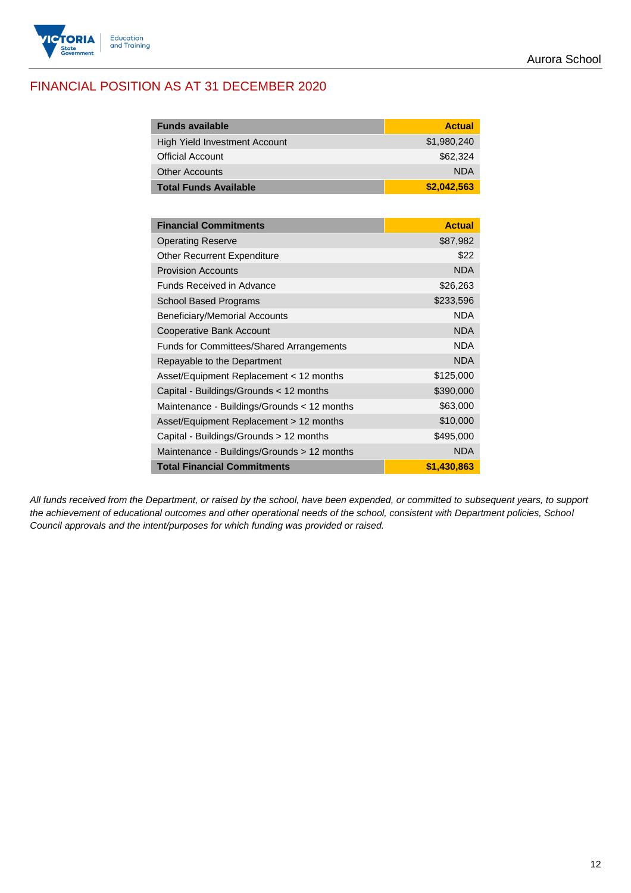# FINANCIAL POSITION AS AT 31 DECEMBER 2020

| Funds available | Actual |
|---|---|
| High Yield Investment Account | $1,980,240 |
| Official Account | $62,324 |
| Other Accounts | NDA |
| **Total Funds Available** | **$2,042,563** |

| Financial Commitments | Actual |
|---|---|
| Operating Reserve | $87,982 |
| Other Recurrent Expenditure | $22 |
| Provision Accounts | NDA |
| Funds Received in Advance | $26,263 |
| School Based Programs | $233,596 |
| Beneficiary/Memorial Accounts | NDA |
| Cooperative Bank Account | NDA |
| Funds for Committees/Shared Arrangements | NDA |
| Repayable to the Department | NDA |
| Asset/Equipment Replacement < 12 months | $125,000 |
| Capital - Buildings/Grounds < 12 months | $390,000 |
| Maintenance - Buildings/Grounds < 12 months | $63,000 |
| Asset/Equipment Replacement > 12 months | $10,000 |
| Capital - Buildings/Grounds > 12 months | $495,000 |
| Maintenance - Buildings/Grounds > 12 months | NDA |
| **Total Financial Commitments** | **$1,430,863** |

*All funds received from the Department, or raised by the school, have been expended, or committed to subsequent years, to support the achievement of educational outcomes and other operational needs of the school, consistent with Department policies, School Council approvals and the intent/purposes for which funding was provided or raised.*